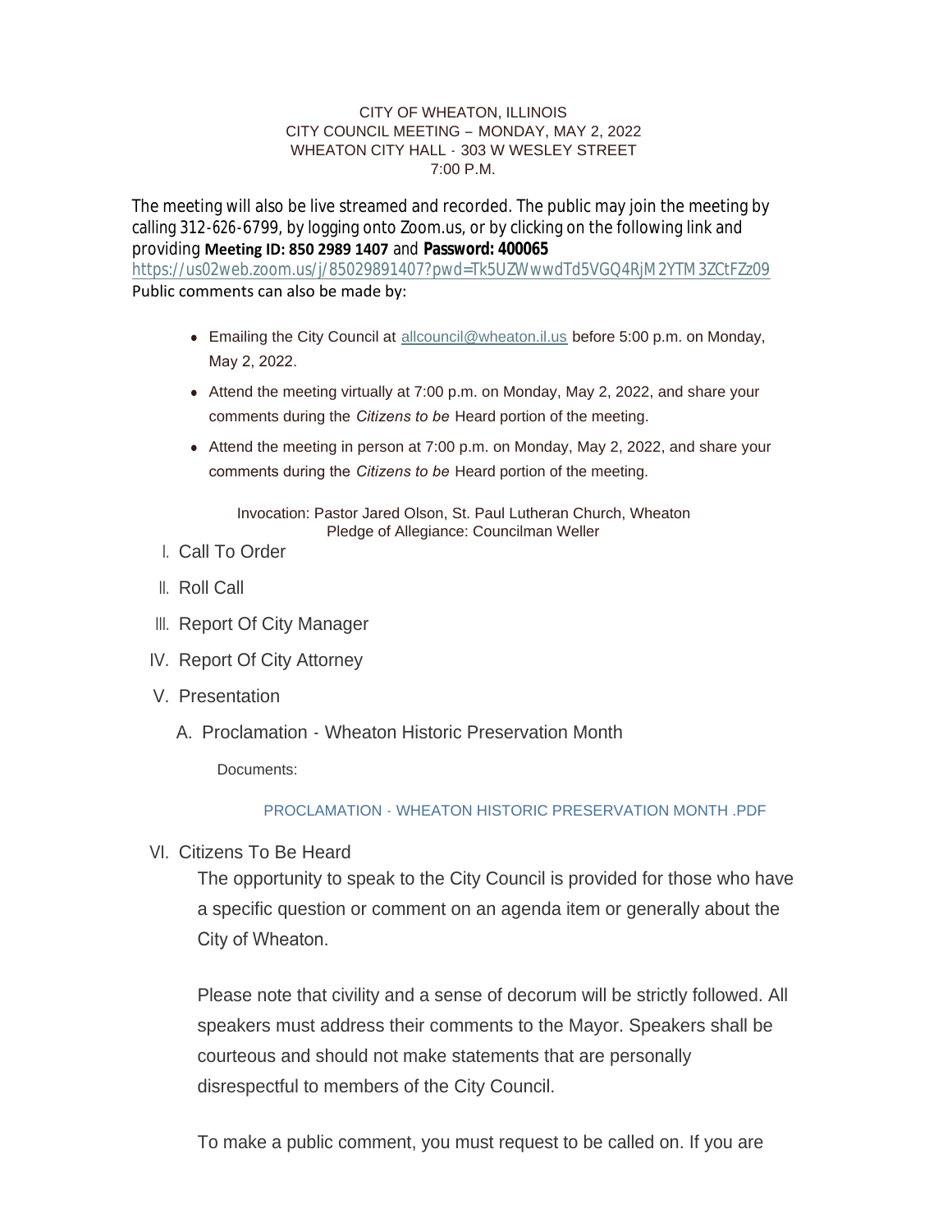CITY OF WHEATON, ILLINOIS
CITY COUNCIL MEETING – MONDAY, MAY 2, 2022
WHEATON CITY HALL - 303 W WESLEY STREET
7:00 P.M.

The meeting will also be live streamed and recorded. The public may join the meeting by calling 312-626-6799, by logging onto Zoom.us, or by clicking on the following link and providing **Meeting ID: 850 2989 1407** and **Password: 400065**
https://us02web.zoom.us/j/85029891407?pwd=Tk5UZWwwdTd5VGQ4RjM2YTM3ZCtFZz09
Public comments can also be made by:

- Emailing the City Council at allcouncil@wheaton.il.us before 5:00 p.m. on Monday, May 2, 2022.
- Attend the meeting virtually at 7:00 p.m. on Monday, May 2, 2022, and share your comments during the *Citizens to be* Heard portion of the meeting.
- Attend the meeting in person at 7:00 p.m. on Monday, May 2, 2022, and share your comments during the *Citizens to be* Heard portion of the meeting.

Invocation: Pastor Jared Olson, St. Paul Lutheran Church, Wheaton
Pledge of Allegiance: Councilman Weller

I. Call To Order

II. Roll Call

III. Report Of City Manager

IV. Report Of City Attorney

V. Presentation

   A. Proclamation - Wheaton Historic Preservation Month

      Documents:

      PROCLAMATION - WHEATON HISTORIC PRESERVATION MONTH .PDF

VI. Citizens To Be Heard

The opportunity to speak to the City Council is provided for those who have a specific question or comment on an agenda item or generally about the City of Wheaton.

Please note that civility and a sense of decorum will be strictly followed. All speakers must address their comments to the Mayor. Speakers shall be courteous and should not make statements that are personally disrespectful to members of the City Council.

To make a public comment, you must request to be called on. If you are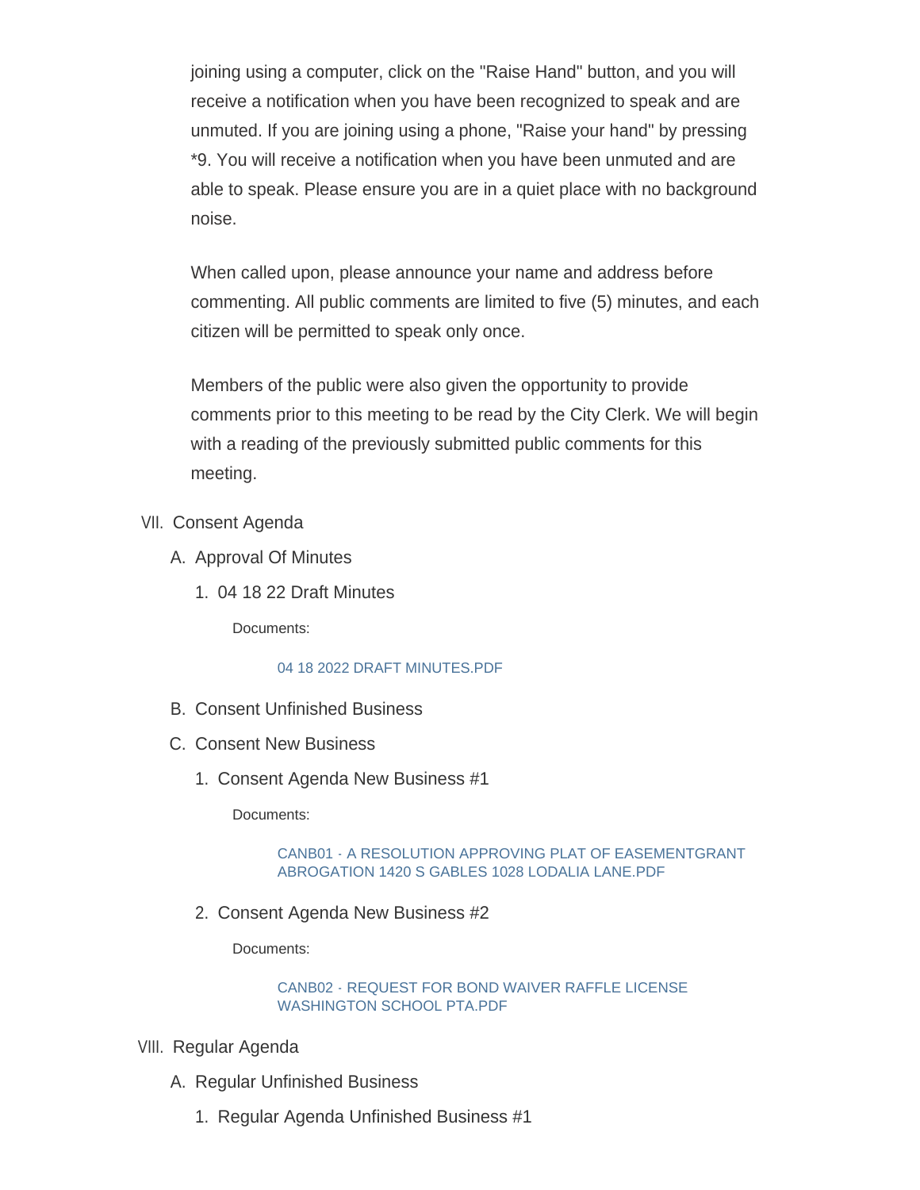joining using a computer, click on the "Raise Hand" button, and you will receive a notification when you have been recognized to speak and are unmuted. If you are joining using a phone, "Raise your hand" by pressing *9. You will receive a notification when you have been unmuted and are able to speak. Please ensure you are in a quiet place with no background noise.

When called upon, please announce your name and address before commenting. All public comments are limited to five (5) minutes, and each citizen will be permitted to speak only once.

Members of the public were also given the opportunity to provide comments prior to this meeting to be read by the City Clerk. We will begin with a reading of the previously submitted public comments for this meeting.

VII. Consent Agenda

A. Approval Of Minutes

1. 04 18 22 Draft Minutes

Documents:

04 18 2022 DRAFT MINUTES.PDF

B. Consent Unfinished Business

C. Consent New Business

1. Consent Agenda New Business #1

Documents:

CANB01 - A RESOLUTION APPROVING PLAT OF EASEMENTGRANT ABROGATION 1420 S GABLES 1028 LODALIA LANE.PDF

2. Consent Agenda New Business #2

Documents:

CANB02 - REQUEST FOR BOND WAIVER RAFFLE LICENSE WASHINGTON SCHOOL PTA.PDF

VIII. Regular Agenda

A. Regular Unfinished Business

1. Regular Agenda Unfinished Business #1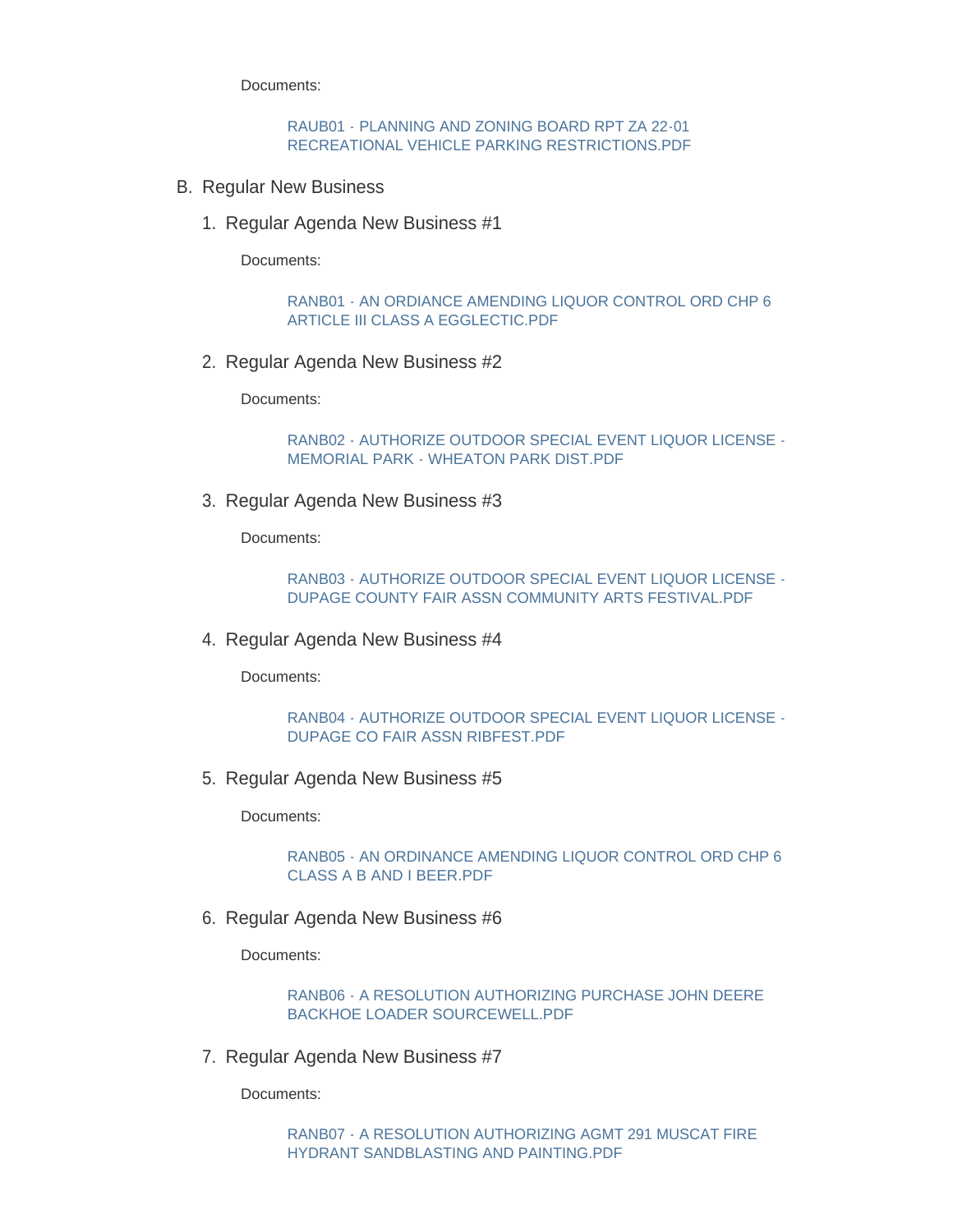Documents:

RAUB01 - PLANNING AND ZONING BOARD RPT ZA 22-01 RECREATIONAL VEHICLE PARKING RESTRICTIONS.PDF

B. Regular New Business

1. Regular Agenda New Business #1

Documents:

RANB01 - AN ORDIANCE AMENDING LIQUOR CONTROL ORD CHP 6 ARTICLE III CLASS A EGGLECTIC.PDF

2. Regular Agenda New Business #2

Documents:

RANB02 - AUTHORIZE OUTDOOR SPECIAL EVENT LIQUOR LICENSE - MEMORIAL PARK - WHEATON PARK DIST.PDF

3. Regular Agenda New Business #3

Documents:

RANB03 - AUTHORIZE OUTDOOR SPECIAL EVENT LIQUOR LICENSE - DUPAGE COUNTY FAIR ASSN COMMUNITY ARTS FESTIVAL.PDF

4. Regular Agenda New Business #4

Documents:

RANB04 - AUTHORIZE OUTDOOR SPECIAL EVENT LIQUOR LICENSE - DUPAGE CO FAIR ASSN RIBFEST.PDF

5. Regular Agenda New Business #5

Documents:

RANB05 - AN ORDINANCE AMENDING LIQUOR CONTROL ORD CHP 6 CLASS A B AND I BEER.PDF

6. Regular Agenda New Business #6

Documents:

RANB06 - A RESOLUTION AUTHORIZING PURCHASE JOHN DEERE BACKHOE LOADER SOURCEWELL.PDF

7. Regular Agenda New Business #7

Documents:

RANB07 - A RESOLUTION AUTHORIZING AGMT 291 MUSCAT FIRE HYDRANT SANDBLASTING AND PAINTING.PDF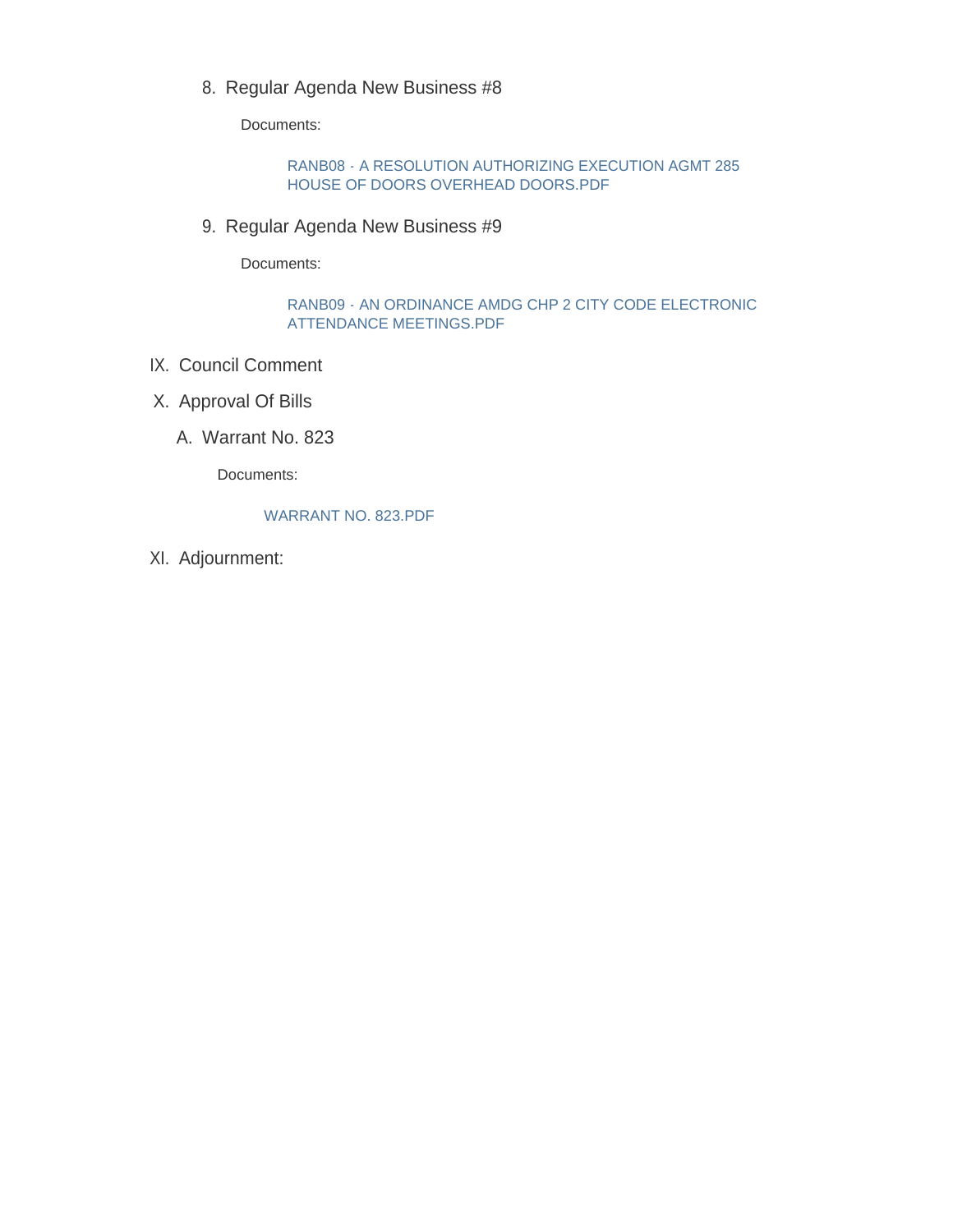8. Regular Agenda New Business #8

   Documents:

   RANB08 - A RESOLUTION AUTHORIZING EXECUTION AGMT 285 HOUSE OF DOORS OVERHEAD DOORS.PDF

9. Regular Agenda New Business #9

   Documents:

   RANB09 - AN ORDINANCE AMDG CHP 2 CITY CODE ELECTRONIC ATTENDANCE MEETINGS.PDF

IX. Council Comment

X. Approval Of Bills

   A. Warrant No. 823

      Documents:

      WARRANT NO. 823.PDF

XI. Adjournment: